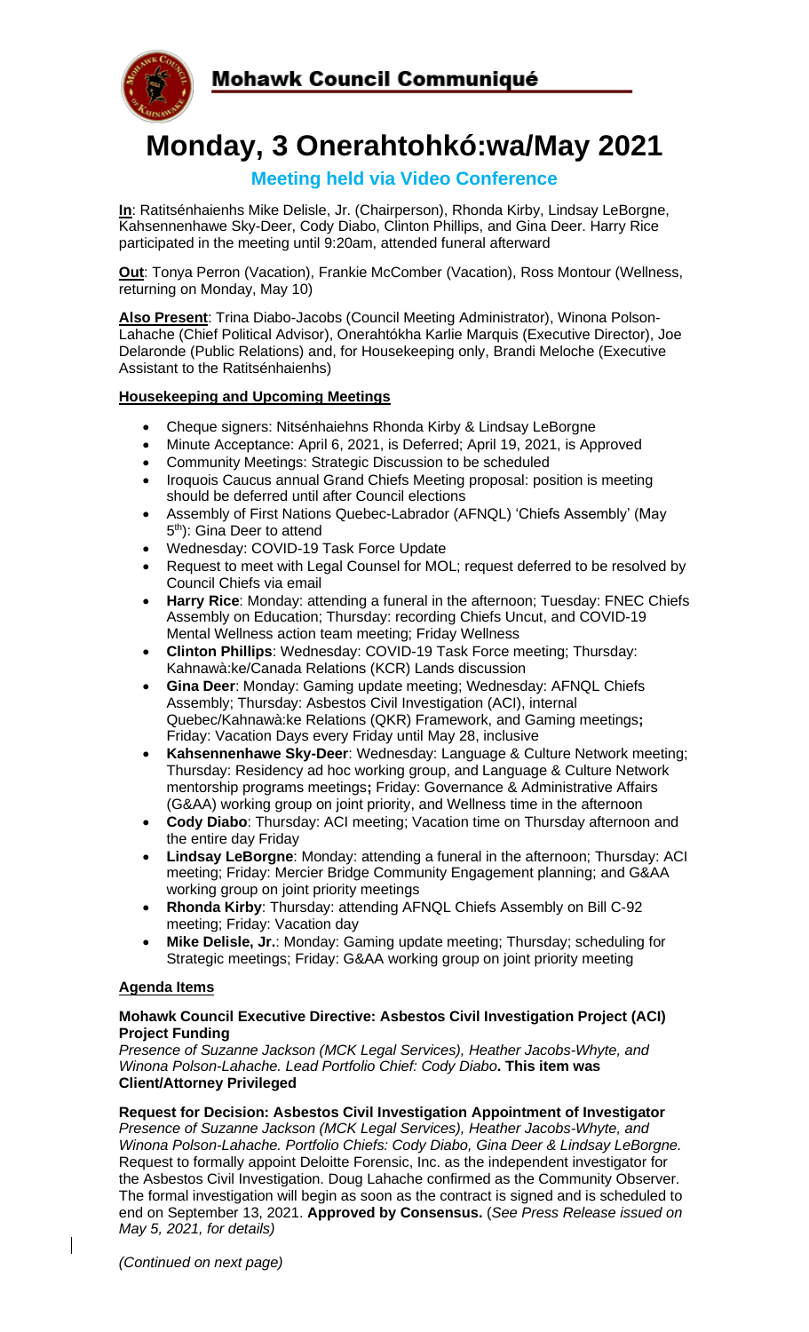**Mohawk Council Communiqué**

# Monday, 3 Onerahtohkó:wa/May 2021

## Meeting held via Video Conference

**In**: Ratitsénhaienhs Mike Delisle, Jr. (Chairperson), Rhonda Kirby, Lindsay LeBorgne, Kahsennenhawe Sky-Deer, Cody Diabo, Clinton Phillips, and Gina Deer. Harry Rice participated in the meeting until 9:20am, attended funeral afterward

**Out**: Tonya Perron (Vacation), Frankie McComber (Vacation), Ross Montour (Wellness, returning on Monday, May 10)

**Also Present**: Trina Diabo-Jacobs (Council Meeting Administrator), Winona Polson-Lahache (Chief Political Advisor), Onerahtókha Karlie Marquis (Executive Director), Joe Delaronde (Public Relations) and, for Housekeeping only, Brandi Meloche (Executive Assistant to the Ratitsénhaienhs)

**Housekeeping and Upcoming Meetings**

- Cheque signers: Nitsénhaiehns Rhonda Kirby & Lindsay LeBorgne
- Minute Acceptance: April 6, 2021, is Deferred; April 19, 2021, is Approved
- Community Meetings: Strategic Discussion to be scheduled
- Iroquois Caucus annual Grand Chiefs Meeting proposal: position is meeting should be deferred until after Council elections
- Assembly of First Nations Quebec-Labrador (AFNQL) 'Chiefs Assembly' (May 5th): Gina Deer to attend
- Wednesday: COVID-19 Task Force Update
- Request to meet with Legal Counsel for MOL; request deferred to be resolved by Council Chiefs via email
- **Harry Rice**: Monday: attending a funeral in the afternoon; Tuesday: FNEC Chiefs Assembly on Education; Thursday: recording Chiefs Uncut, and COVID-19 Mental Wellness action team meeting; Friday Wellness
- **Clinton Phillips**: Wednesday: COVID-19 Task Force meeting; Thursday: Kahnawà:ke/Canada Relations (KCR) Lands discussion
- **Gina Deer**: Monday: Gaming update meeting; Wednesday: AFNQL Chiefs Assembly; Thursday: Asbestos Civil Investigation (ACI), internal Quebec/Kahnawà:ke Relations (QKR) Framework, and Gaming meetings**;** Friday: Vacation Days every Friday until May 28, inclusive
- **Kahsennenhawe Sky-Deer**: Wednesday: Language & Culture Network meeting; Thursday: Residency ad hoc working group, and Language & Culture Network mentorship programs meetings**;** Friday: Governance & Administrative Affairs (G&AA) working group on joint priority, and Wellness time in the afternoon
- **Cody Diabo**: Thursday: ACI meeting; Vacation time on Thursday afternoon and the entire day Friday
- **Lindsay LeBorgne**: Monday: attending a funeral in the afternoon; Thursday: ACI meeting; Friday: Mercier Bridge Community Engagement planning; and G&AA working group on joint priority meetings
- **Rhonda Kirby**: Thursday: attending AFNQL Chiefs Assembly on Bill C-92 meeting; Friday: Vacation day
- **Mike Delisle, Jr.**: Monday: Gaming update meeting; Thursday; scheduling for Strategic meetings; Friday: G&AA working group on joint priority meeting

**Agenda Items**

**Mohawk Council Executive Directive: Asbestos Civil Investigation Project (ACI) Project Funding**
*Presence of Suzanne Jackson (MCK Legal Services), Heather Jacobs-Whyte, and Winona Polson-Lahache. Lead Portfolio Chief: Cody Diabo***. This item was Client/Attorney Privileged**

**Request for Decision: Asbestos Civil Investigation Appointment of Investigator**
*Presence of Suzanne Jackson (MCK Legal Services), Heather Jacobs-Whyte, and Winona Polson-Lahache. Portfolio Chiefs: Cody Diabo, Gina Deer & Lindsay LeBorgne.* Request to formally appoint Deloitte Forensic, Inc. as the independent investigator for the Asbestos Civil Investigation. Doug Lahache confirmed as the Community Observer. The formal investigation will begin as soon as the contract is signed and is scheduled to end on September 13, 2021. **Approved by Consensus.** (*See Press Release issued on May 5, 2021, for details)*

*(Continued on next page)*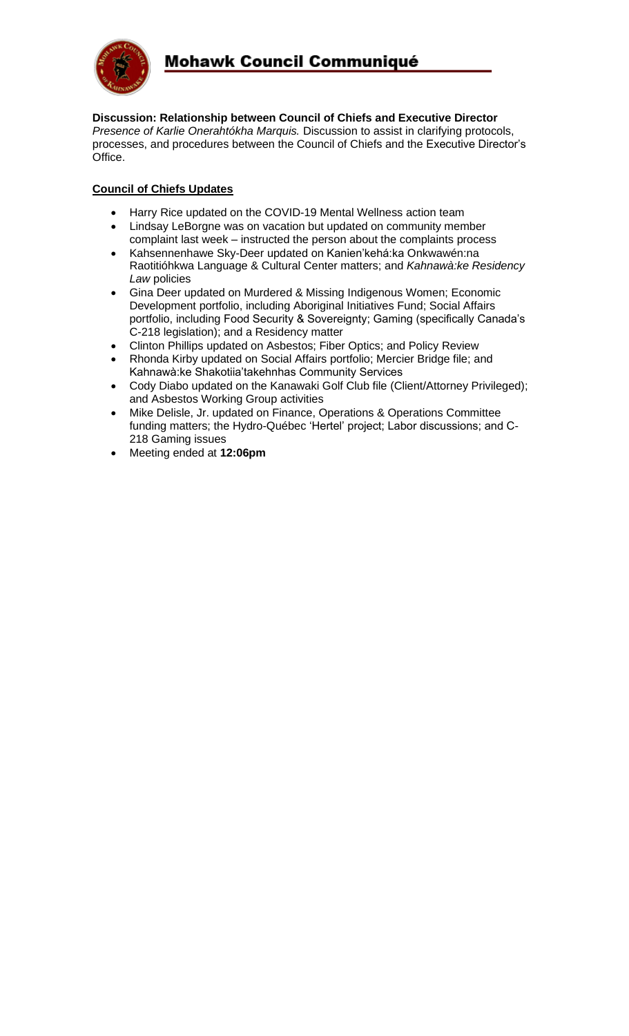**Discussion: Relationship between Council of Chiefs and Executive Director**

*Presence of Karlie Onerahtókha Marquis.* Discussion to assist in clarifying protocols, processes, and procedures between the Council of Chiefs and the Executive Director's Office.

## Council of Chiefs Updates

- Harry Rice updated on the COVID-19 Mental Wellness action team
- Lindsay LeBorgne was on vacation but updated on community member complaint last week – instructed the person about the complaints process
- Kahsennenhawe Sky-Deer updated on Kanien'kehá:ka Onkwawén:na Raotitióhkwa Language & Cultural Center matters; and *Kahnawà:ke Residency Law* policies
- Gina Deer updated on Murdered & Missing Indigenous Women; Economic Development portfolio, including Aboriginal Initiatives Fund; Social Affairs portfolio, including Food Security & Sovereignty; Gaming (specifically Canada's C-218 legislation); and a Residency matter
- Clinton Phillips updated on Asbestos; Fiber Optics; and Policy Review
- Rhonda Kirby updated on Social Affairs portfolio; Mercier Bridge file; and Kahnawà:ke Shakotiia'takehnhas Community Services
- Cody Diabo updated on the Kanawaki Golf Club file (Client/Attorney Privileged); and Asbestos Working Group activities
- Mike Delisle, Jr. updated on Finance, Operations & Operations Committee funding matters; the Hydro-Québec 'Hertel' project; Labor discussions; and C-218 Gaming issues
- Meeting ended at **12:06pm**